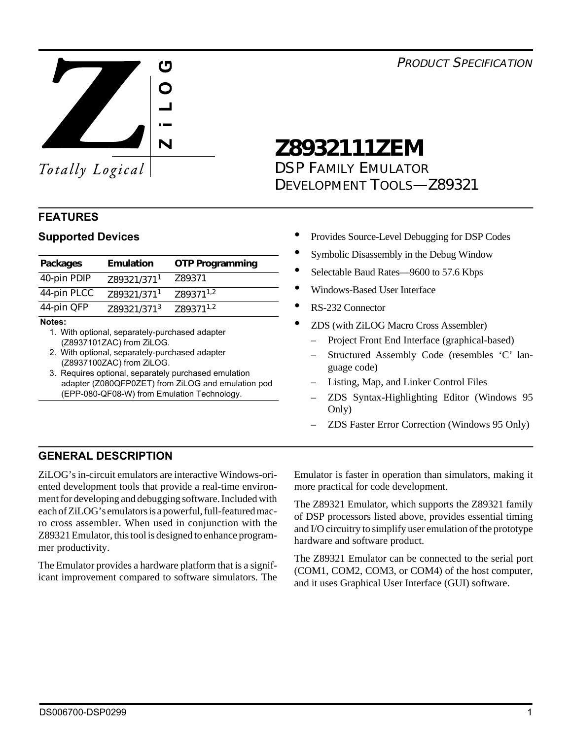PRODUCT SPECIFICATION

ZiLOG — Totally Logical

# Z8932111ZEM

## DSP FAMILY EMULATOR DEVELOPMENT TOOLS—Z89321

## FEATURES

### Supported Devices

| Packages | Emulation | OTP Programming |
|---|---|---|
| 40-pin PDIP | Z89321/371[1] | Z89371 |
| 44-pin PLCC | Z89321/371[1] | Z89371[1,2] |
| 44-pin QFP | Z89321/371[3] | Z89371[1,2] |

**Notes:**

1. With optional, separately-purchased adapter (Z8937101ZAC) from ZiLOG.
2. With optional, separately-purchased adapter (Z8937100ZAC) from ZiLOG.
3. Requires optional, separately purchased emulation adapter (Z080QFP0ZET) from ZiLOG and emulation pod (EPP-080-QF08-W) from Emulation Technology.

- Provides Source-Level Debugging for DSP Codes
- Symbolic Disassembly in the Debug Window
- Selectable Baud Rates—9600 to 57.6 Kbps
- Windows-Based User Interface
- RS-232 Connector
- ZDS (with ZiLOG Macro Cross Assembler)
  - Project Front End Interface (graphical-based)
  - Structured Assembly Code (resembles 'C' language code)
  - Listing, Map, and Linker Control Files
  - ZDS Syntax-Highlighting Editor (Windows 95 Only)
  - ZDS Faster Error Correction (Windows 95 Only)

## GENERAL DESCRIPTION

ZiLOG's in-circuit emulators are interactive Windows-oriented development tools that provide a real-time environment for developing and debugging software. Included with each of ZiLOG's emulators is a powerful, full-featured macro cross assembler. When used in conjunction with the Z89321 Emulator, this tool is designed to enhance programmer productivity.

The Emulator provides a hardware platform that is a significant improvement compared to software simulators. The Emulator is faster in operation than simulators, making it more practical for code development.

The Z89321 Emulator, which supports the Z89321 family of DSP processors listed above, provides essential timing and I/O circuitry to simplify user emulation of the prototype hardware and software product.

The Z89321 Emulator can be connected to the serial port (COM1, COM2, COM3, or COM4) of the host computer, and it uses Graphical User Interface (GUI) software.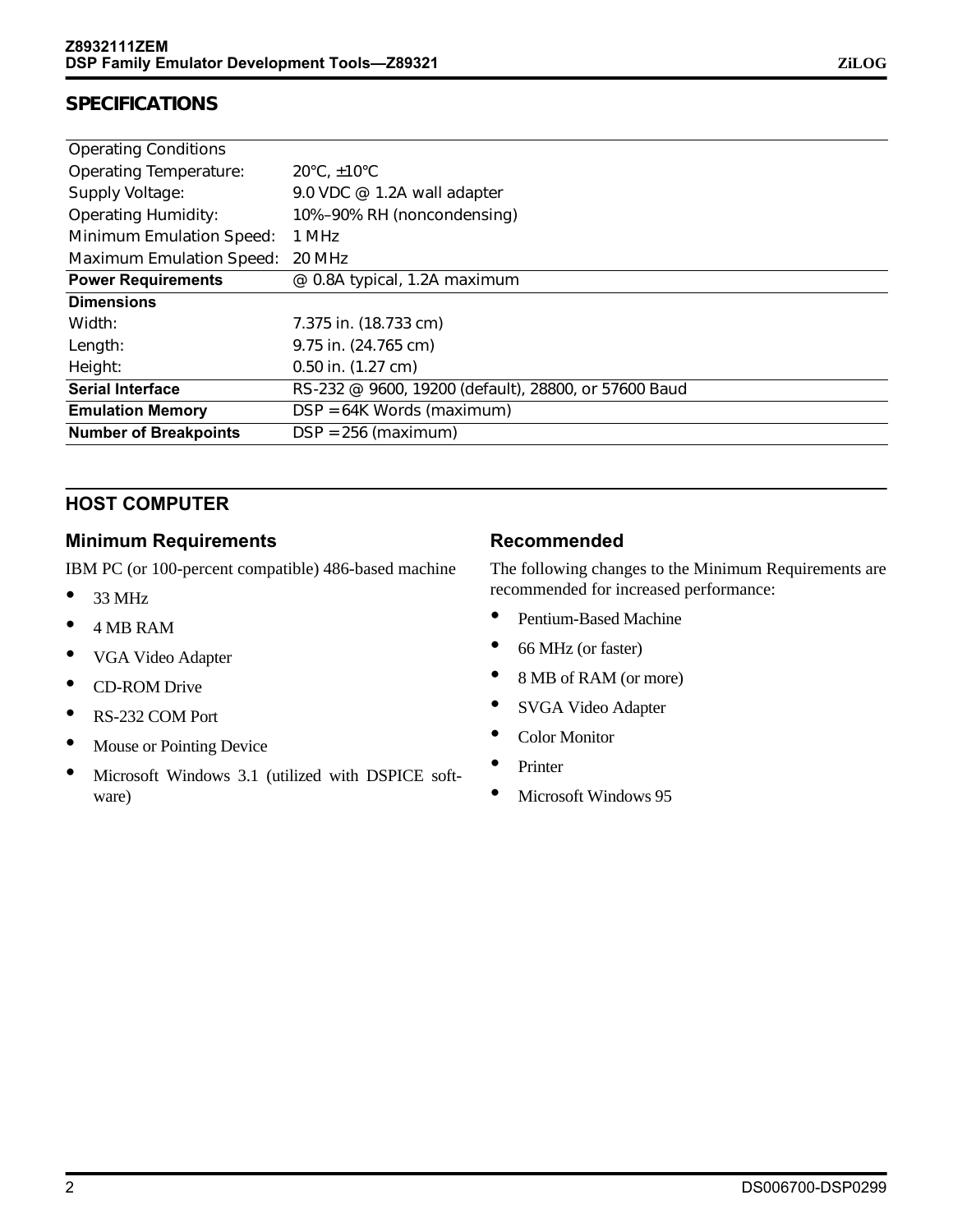## SPECIFICATIONS

| | |
|---|---|
| Operating Conditions | |
| Operating Temperature: | 20°C, ±10°C |
| Supply Voltage: | 9.0 VDC @ 1.2A wall adapter |
| Operating Humidity: | 10%–90% RH (noncondensing) |
| Minimum Emulation Speed: | 1 MHz |
| Maximum Emulation Speed: | 20 MHz |
| **Power Requirements** | @ 0.8A typical, 1.2A maximum |
| **Dimensions** | |
| Width: | 7.375 in. (18.733 cm) |
| Length: | 9.75 in. (24.765 cm) |
| Height: | 0.50 in. (1.27 cm) |
| **Serial Interface** | RS-232 @ 9600, 19200 (default), 28800, or 57600 Baud |
| **Emulation Memory** | DSP = 64K Words (maximum) |
| **Number of Breakpoints** | DSP = 256 (maximum) |

## HOST COMPUTER

### Minimum Requirements

IBM PC (or 100-percent compatible) 486-based machine

- 33 MHz
- 4 MB RAM
- VGA Video Adapter
- CD-ROM Drive
- RS-232 COM Port
- Mouse or Pointing Device
- Microsoft Windows 3.1 (utilized with DSPICE software)

### Recommended

The following changes to the Minimum Requirements are recommended for increased performance:

- Pentium-Based Machine
- 66 MHz (or faster)
- 8 MB of RAM (or more)
- SVGA Video Adapter
- Color Monitor
- Printer
- Microsoft Windows 95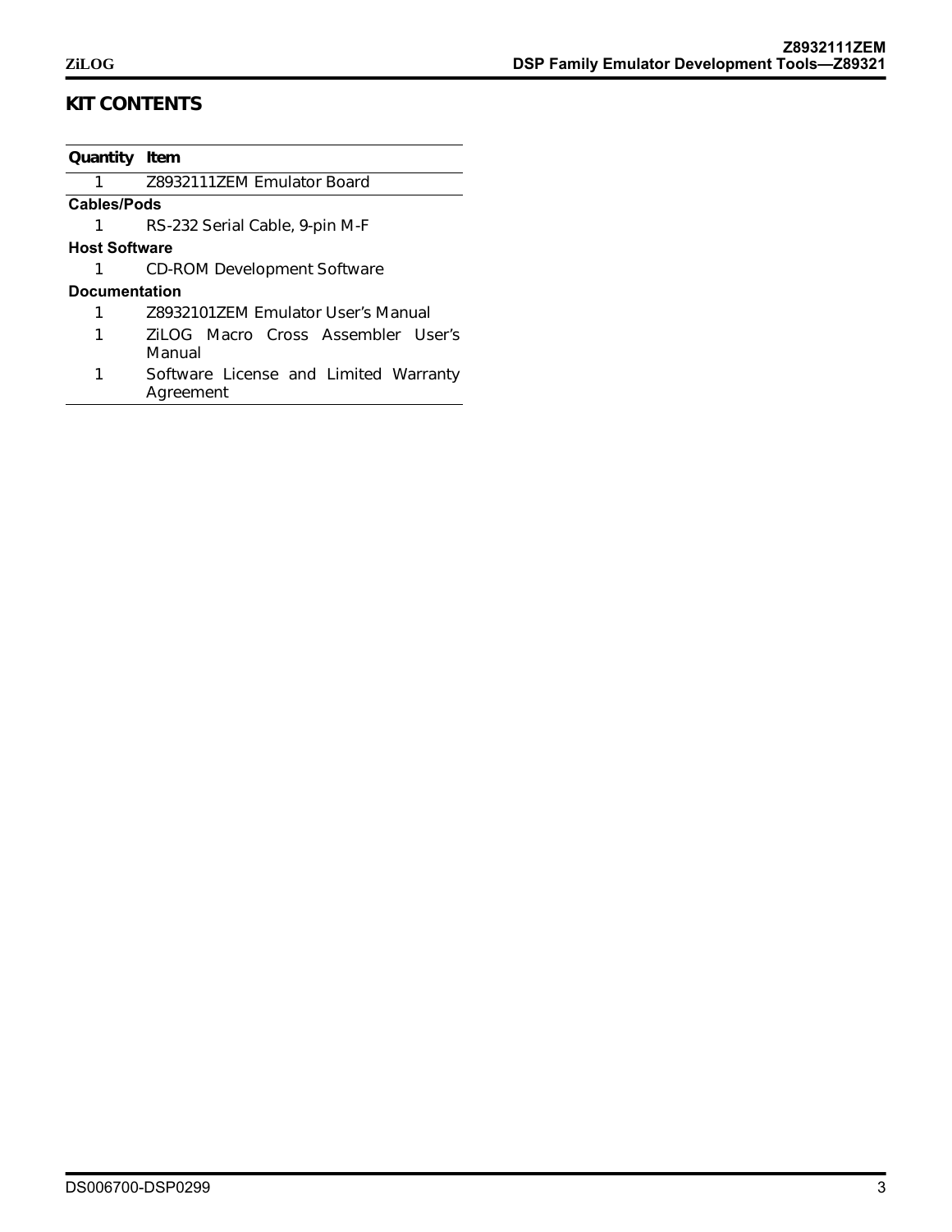## KIT CONTENTS

| Quantity | Item |
|---|---|
| 1 | Z8932111ZEM Emulator Board |
| **Cables/Pods** | |
| 1 | RS-232 Serial Cable, 9-pin M-F |
| **Host Software** | |
| 1 | CD-ROM Development Software |
| **Documentation** | |
| 1 | Z8932101ZEM Emulator User's Manual |
| 1 | ZiLOG Macro Cross Assembler User's Manual |
| 1 | Software License and Limited Warranty Agreement |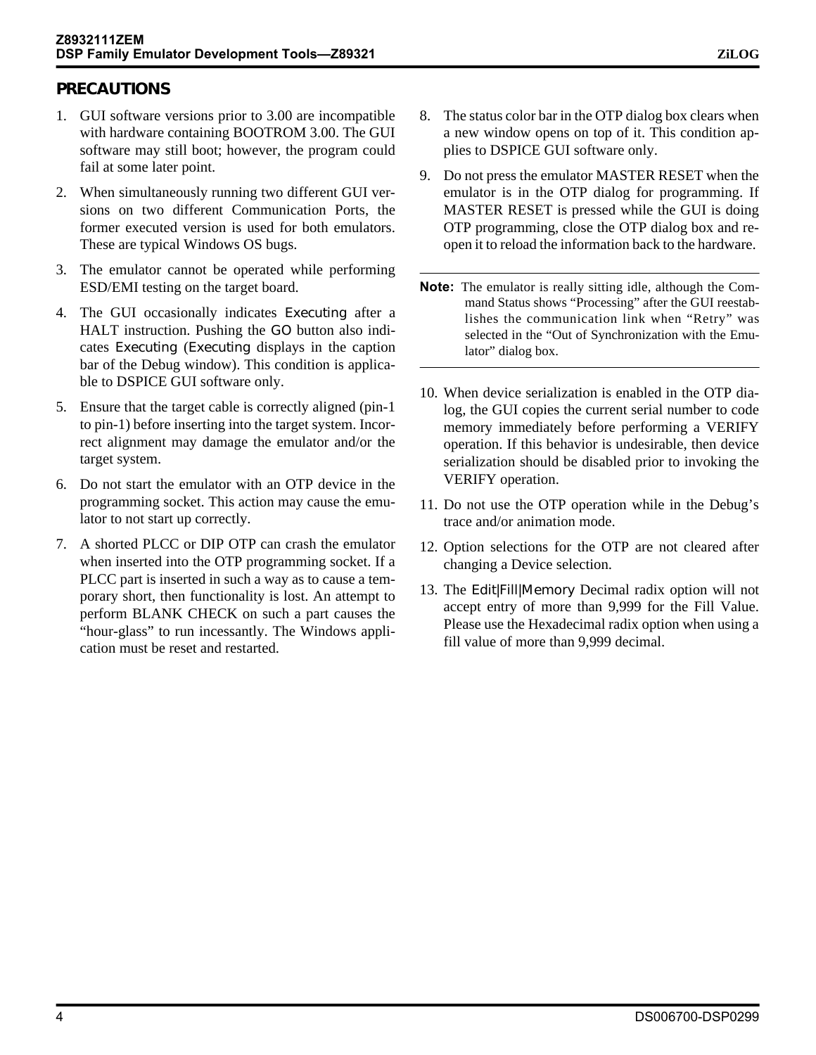## PRECAUTIONS

1. GUI software versions prior to 3.00 are incompatible with hardware containing BOOTROM 3.00. The GUI software may still boot; however, the program could fail at some later point.

2. When simultaneously running two different GUI versions on two different Communication Ports, the former executed version is used for both emulators. These are typical Windows OS bugs.

3. The emulator cannot be operated while performing ESD/EMI testing on the target board.

4. The GUI occasionally indicates Executing after a HALT instruction. Pushing the GO button also indicates Executing (Executing displays in the caption bar of the Debug window). This condition is applicable to DSPICE GUI software only.

5. Ensure that the target cable is correctly aligned (pin-1 to pin-1) before inserting into the target system. Incorrect alignment may damage the emulator and/or the target system.

6. Do not start the emulator with an OTP device in the programming socket. This action may cause the emulator to not start up correctly.

7. A shorted PLCC or DIP OTP can crash the emulator when inserted into the OTP programming socket. If a PLCC part is inserted in such a way as to cause a temporary short, then functionality is lost. An attempt to perform BLANK CHECK on such a part causes the "hour-glass" to run incessantly. The Windows application must be reset and restarted.

8. The status color bar in the OTP dialog box clears when a new window opens on top of it. This condition applies to DSPICE GUI software only.

9. Do not press the emulator MASTER RESET when the emulator is in the OTP dialog for programming. If MASTER RESET is pressed while the GUI is doing OTP programming, close the OTP dialog box and reopen it to reload the information back to the hardware.

**Note:** The emulator is really sitting idle, although the Command Status shows "Processing" after the GUI reestablishes the communication link when "Retry" was selected in the "Out of Synchronization with the Emulator" dialog box.

10. When device serialization is enabled in the OTP dialog, the GUI copies the current serial number to code memory immediately before performing a VERIFY operation. If this behavior is undesirable, then device serialization should be disabled prior to invoking the VERIFY operation.

11. Do not use the OTP operation while in the Debug's trace and/or animation mode.

12. Option selections for the OTP are not cleared after changing a Device selection.

13. The Edit|Fill|Memory Decimal radix option will not accept entry of more than 9,999 for the Fill Value. Please use the Hexadecimal radix option when using a fill value of more than 9,999 decimal.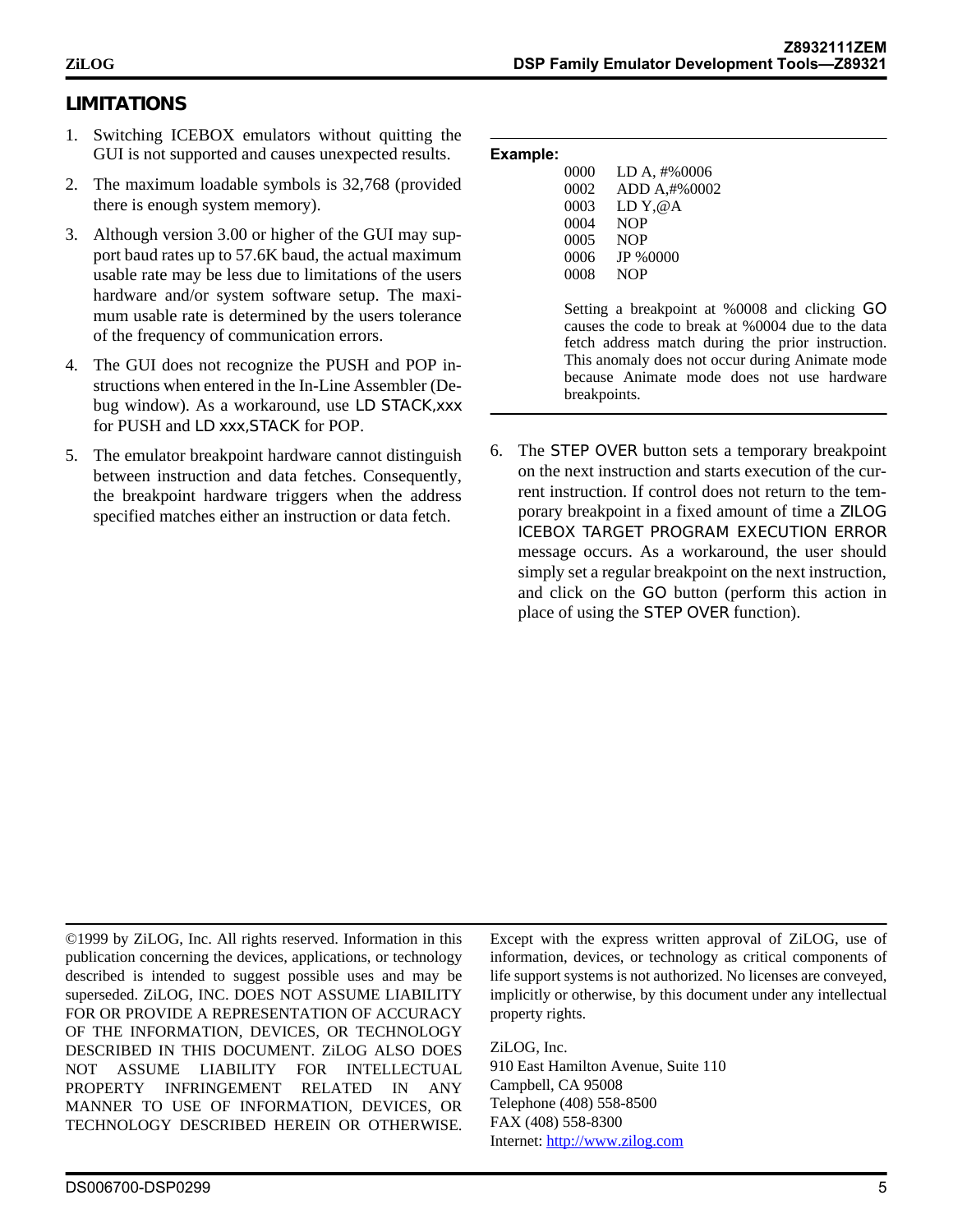## LIMITATIONS

1. Switching ICEBOX emulators without quitting the GUI is not supported and causes unexpected results.

2. The maximum loadable symbols is 32,768 (provided there is enough system memory).

3. Although version 3.00 or higher of the GUI may support baud rates up to 57.6K baud, the actual maximum usable rate may be less due to limitations of the users hardware and/or system software setup. The maximum usable rate is determined by the users tolerance of the frequency of communication errors.

4. The GUI does not recognize the PUSH and POP instructions when entered in the In-Line Assembler (Debug window). As a workaround, use LD STACK,xxx for PUSH and LD xxx,STACK for POP.

5. The emulator breakpoint hardware cannot distinguish between instruction and data fetches. Consequently, the breakpoint hardware triggers when the address specified matches either an instruction or data fetch.

**Example:**

```
0000   LD A, #%0006
0002   ADD A,#%0002
0003   LD Y,@A
0004   NOP
0005   NOP
0006   JP %0000
0008   NOP
```

Setting a breakpoint at %0008 and clicking GO causes the code to break at %0004 due to the data fetch address match during the prior instruction. This anomaly does not occur during Animate mode because Animate mode does not use hardware breakpoints.

6. The STEP OVER button sets a temporary breakpoint on the next instruction and starts execution of the current instruction. If control does not return to the temporary breakpoint in a fixed amount of time a ZILOG ICEBOX TARGET PROGRAM EXECUTION ERROR message occurs. As a workaround, the user should simply set a regular breakpoint on the next instruction, and click on the GO button (perform this action in place of using the STEP OVER function).

©1999 by ZiLOG, Inc. All rights reserved. Information in this publication concerning the devices, applications, or technology described is intended to suggest possible uses and may be superseded. ZiLOG, INC. DOES NOT ASSUME LIABILITY FOR OR PROVIDE A REPRESENTATION OF ACCURACY OF THE INFORMATION, DEVICES, OR TECHNOLOGY DESCRIBED IN THIS DOCUMENT. ZiLOG ALSO DOES NOT ASSUME LIABILITY FOR INTELLECTUAL PROPERTY INFRINGEMENT RELATED IN ANY MANNER TO USE OF INFORMATION, DEVICES, OR TECHNOLOGY DESCRIBED HEREIN OR OTHERWISE.

Except with the express written approval of ZiLOG, use of information, devices, or technology as critical components of life support systems is not authorized. No licenses are conveyed, implicitly or otherwise, by this document under any intellectual property rights.

ZiLOG, Inc.
910 East Hamilton Avenue, Suite 110
Campbell, CA 95008
Telephone (408) 558-8500
FAX (408) 558-8300
Internet: http://www.zilog.com